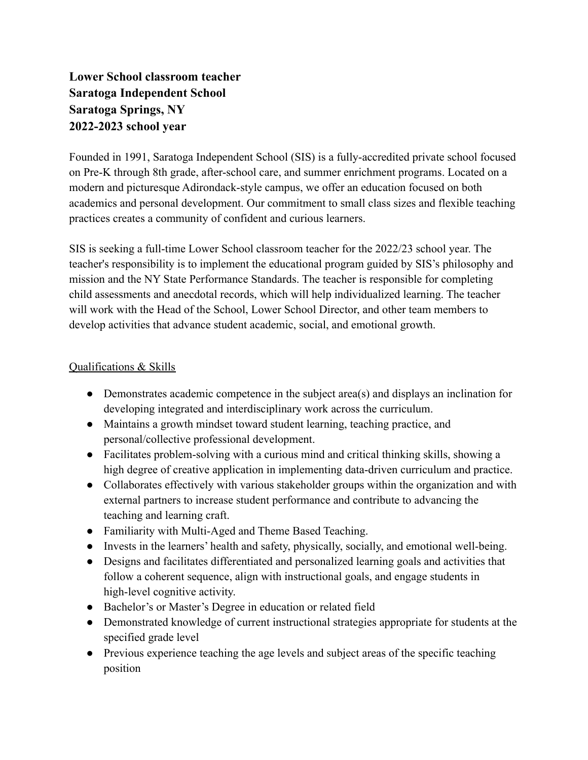**Lower School classroom teacher**
**Saratoga Independent School**
**Saratoga Springs, NY**
**2022-2023 school year**

Founded in 1991, Saratoga Independent School (SIS) is a fully-accredited private school focused on Pre-K through 8th grade, after-school care, and summer enrichment programs. Located on a modern and picturesque Adirondack-style campus, we offer an education focused on both academics and personal development. Our commitment to small class sizes and flexible teaching practices creates a community of confident and curious learners.

SIS is seeking a full-time Lower School classroom teacher for the 2022/23 school year. The teacher's responsibility is to implement the educational program guided by SIS's philosophy and mission and the NY State Performance Standards. The teacher is responsible for completing child assessments and anecdotal records, which will help individualized learning. The teacher will work with the Head of the School, Lower School Director, and other team members to develop activities that advance student academic, social, and emotional growth.

Qualifications & Skills

- Demonstrates academic competence in the subject area(s) and displays an inclination for developing integrated and interdisciplinary work across the curriculum.
- Maintains a growth mindset toward student learning, teaching practice, and personal/collective professional development.
- Facilitates problem-solving with a curious mind and critical thinking skills, showing a high degree of creative application in implementing data-driven curriculum and practice.
- Collaborates effectively with various stakeholder groups within the organization and with external partners to increase student performance and contribute to advancing the teaching and learning craft.
- Familiarity with Multi-Aged and Theme Based Teaching.
- Invests in the learners' health and safety, physically, socially, and emotional well-being.
- Designs and facilitates differentiated and personalized learning goals and activities that follow a coherent sequence, align with instructional goals, and engage students in high-level cognitive activity.
- Bachelor's or Master's Degree in education or related field
- Demonstrated knowledge of current instructional strategies appropriate for students at the specified grade level
- Previous experience teaching the age levels and subject areas of the specific teaching position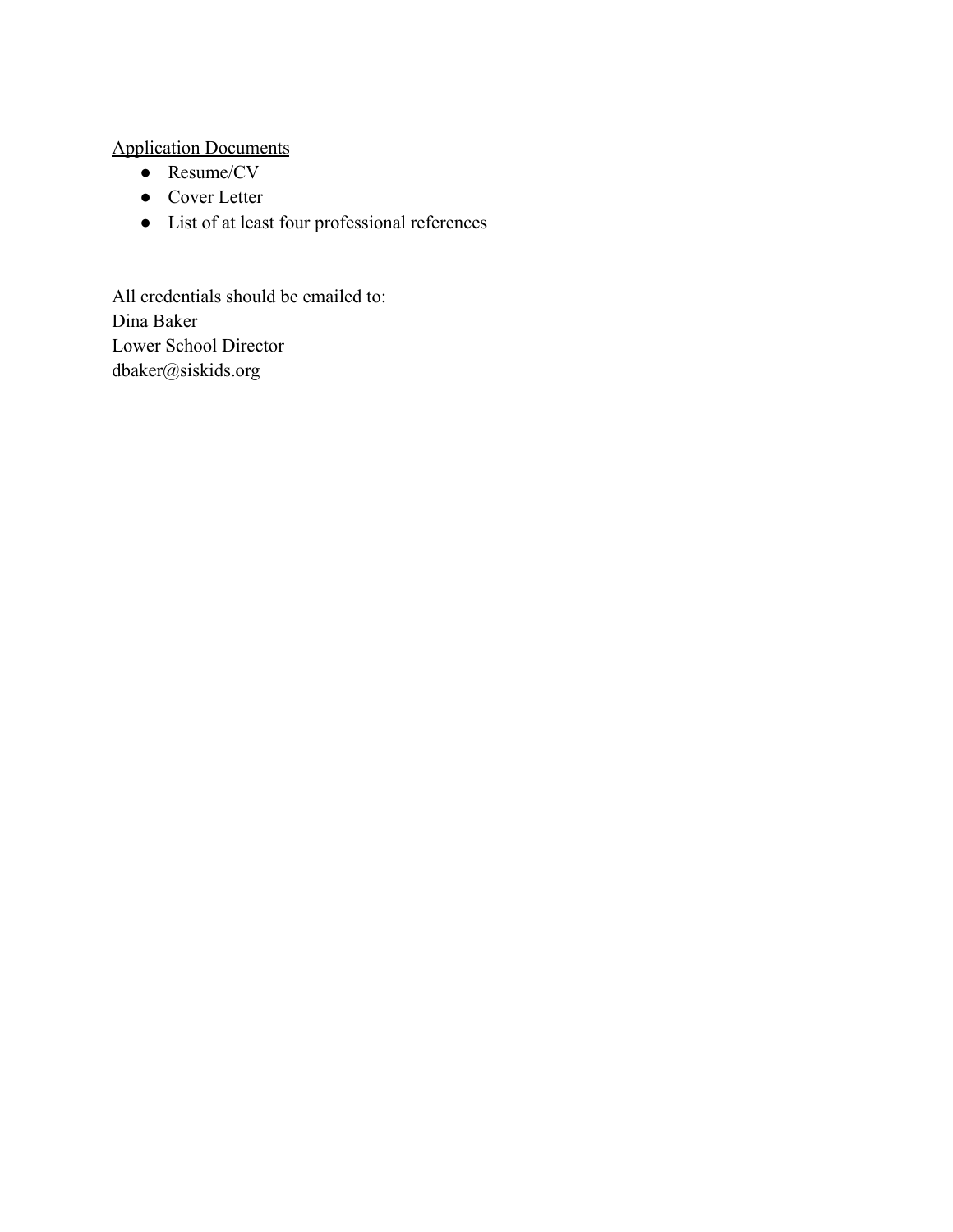<u>Application Documents</u>

- Resume/CV
- Cover Letter
- List of at least four professional references

All credentials should be emailed to:
Dina Baker
Lower School Director
dbaker@siskids.org